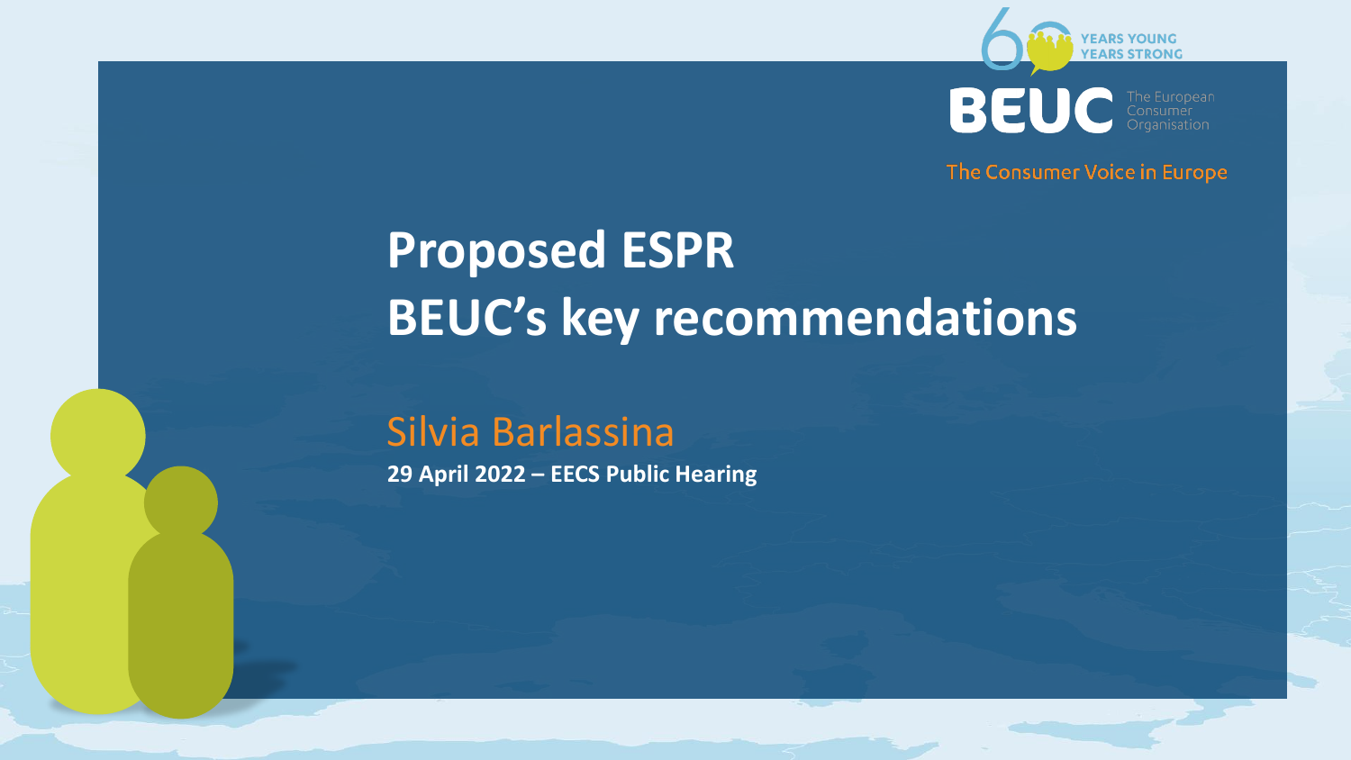60 YEARS YOUNG YEARS STRONG

BEUC The European Consumer Organisation

The Consumer Voice in Europe

# Proposed ESPR
# BEUC's key recommendations

Silvia Barlassina

**29 April 2022 – EECS Public Hearing**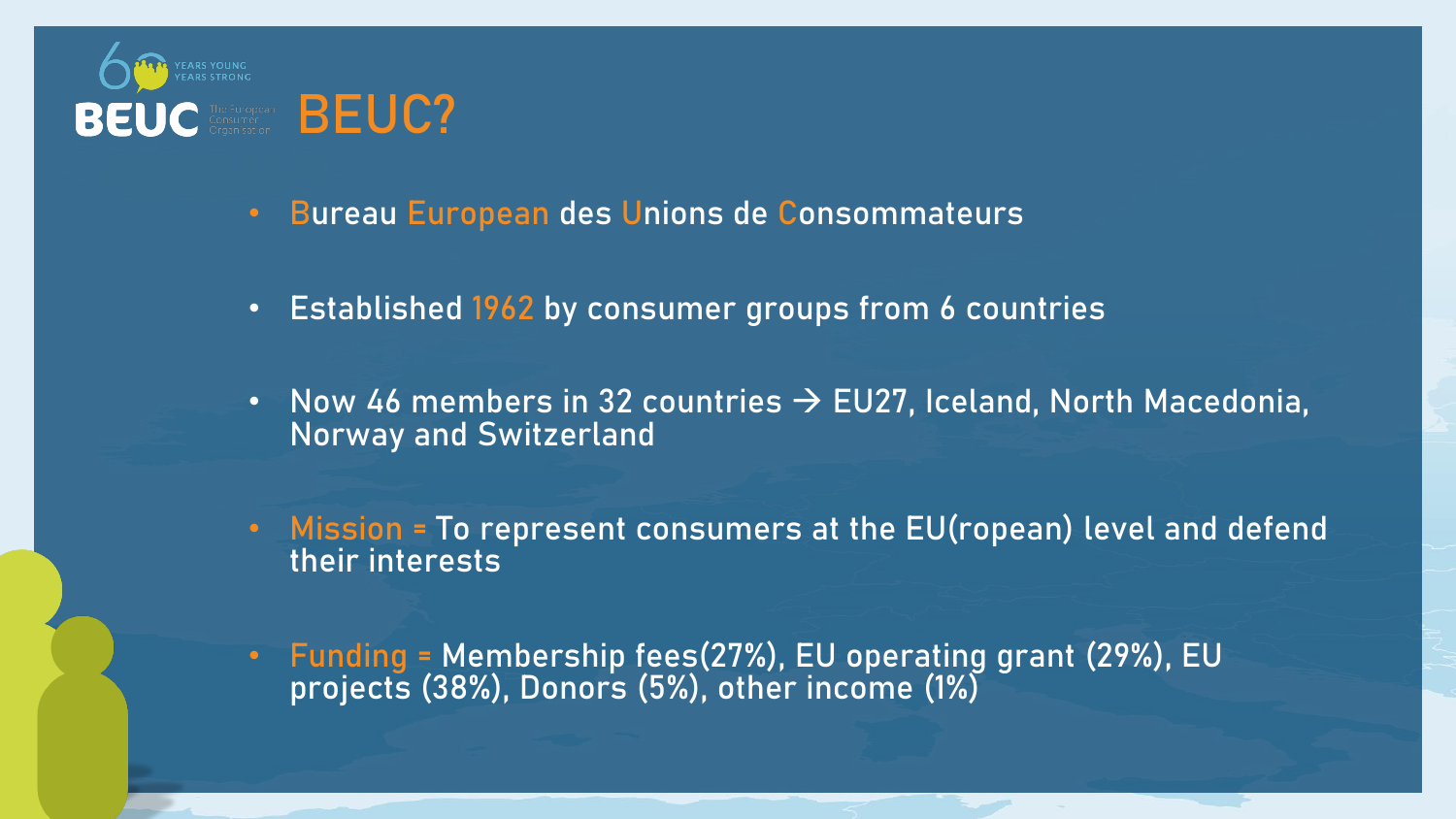# BEUC?

- Bureau European des Unions de Consommateurs
- Established 1962 by consumer groups from 6 countries
- Now 46 members in 32 countries → EU27, Iceland, North Macedonia, Norway and Switzerland
- Mission = To represent consumers at the EU(ropean) level and defend their interests
- Funding = Membership fees(27%), EU operating grant (29%), EU projects (38%), Donors (5%), other income (1%)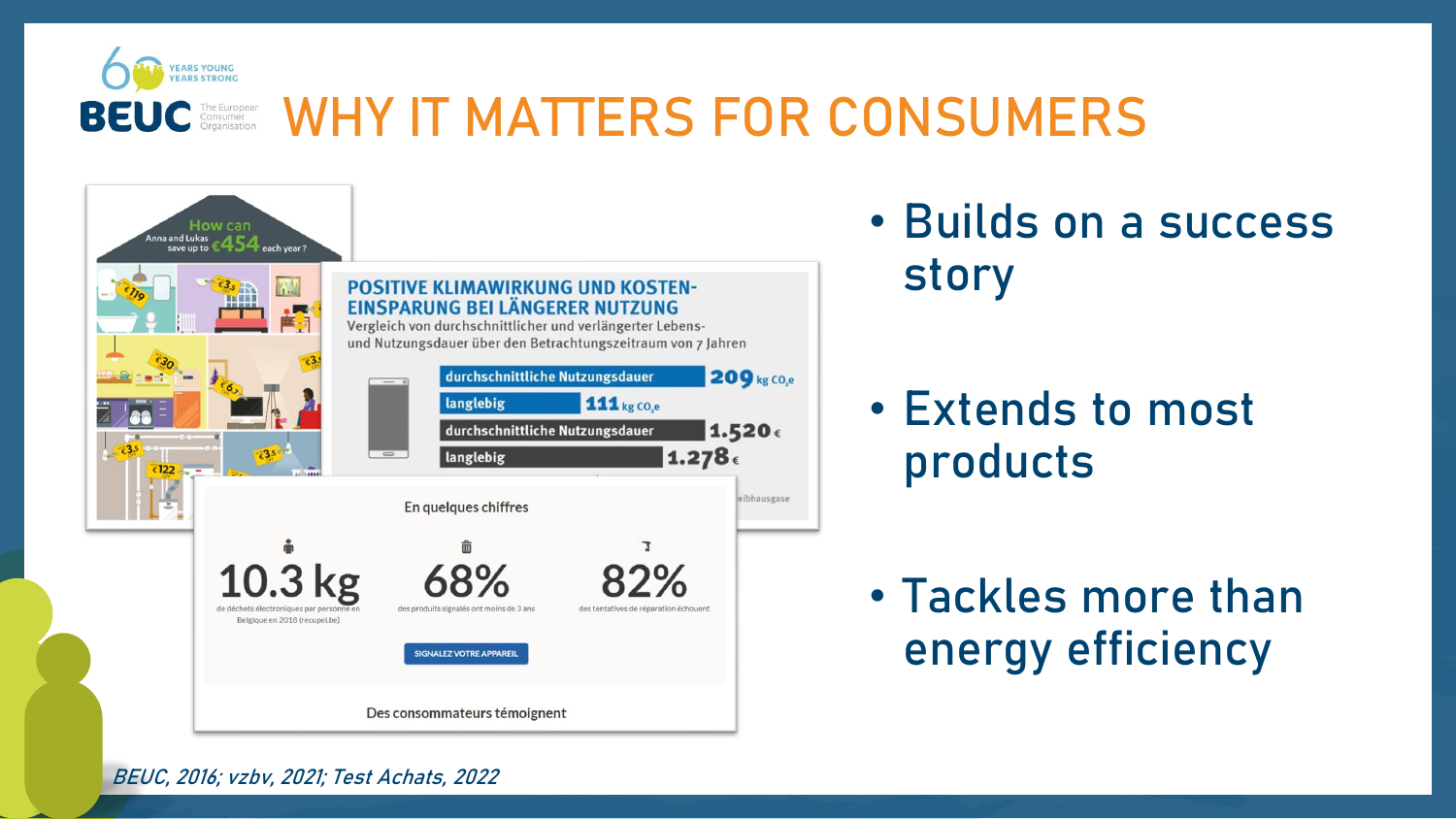# WHY IT MATTERS FOR CONSUMERS

How can Anna and Lukas save up to €454 each year?

**POSITIVE KLIMAWIRKUNG UND KOSTEN-EINSPARUNG BEI LÄNGERER NUTZUNG**

Vergleich von durchschnittlicher und verlängerter Lebens- und Nutzungsdauer über den Betrachtungszeitraum von 7 Jahren

| | |
|---|---|
| durchschnittliche Nutzungsdauer | 209 kg $CO_2e$ |
| langlebig | 111 kg $CO_2e$ |
| durchschnittliche Nutzungsdauer | 1.520 € |
| langlebig | 1.278 € |

En quelques chiffres

| 10.3 kg | 68% | 82% |
|---|---|---|
| de déchets électroniques par personne en Belgique en 2018 (recupel.be) | des produits signalés ont moins de 3 ans | des tentatives de réparation échouent |

SIGNALEZ VOTRE APPAREIL

Des consommateurs témoignent

- Builds on a success story
- Extends to most products
- Tackles more than energy efficiency

*BEUC, 2016; vzbv, 2021; Test Achats, 2022*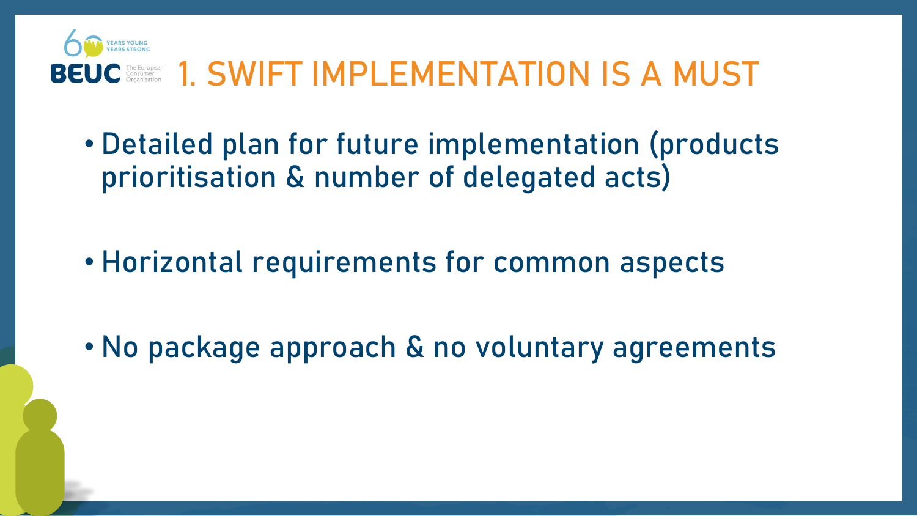# 1. SWIFT IMPLEMENTATION IS A MUST

- Detailed plan for future implementation (products prioritisation & number of delegated acts)
- Horizontal requirements for common aspects
- No package approach & no voluntary agreements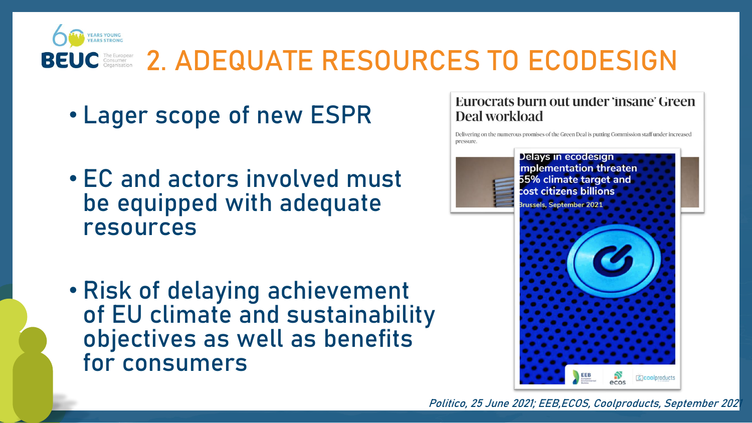# 2. ADEQUATE RESOURCES TO ECODESIGN

- Lager scope of new ESPR
- EC and actors involved must be equipped with adequate resources
- Risk of delaying achievement of EU climate and sustainability objectives as well as benefits for consumers

**Eurocrats burn out under 'insane' Green Deal workload**

Delivering on the numerous promises of the Green Deal is putting Commission staff under increased pressure.

Delays in ecodesign implementation threaten 55% climate target and cost citizens billions

Brussels, September 2021

*Politico, 25 June 2021; EEB,ECOS, Coolproducts, September 2021*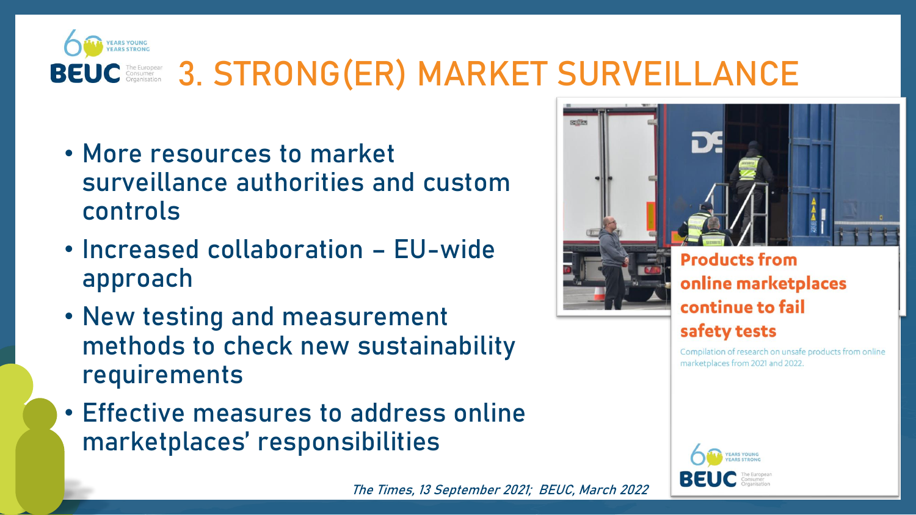# 3. STRONG(ER) MARKET SURVEILLANCE

- More resources to market surveillance authorities and custom controls
- Increased collaboration – EU-wide approach
- New testing and measurement methods to check new sustainability requirements
- Effective measures to address online marketplaces' responsibilities

**Products from online marketplaces continue to fail safety tests**

Compilation of research on unsafe products from online marketplaces from 2021 and 2022.

*The Times, 13 September 2021; BEUC, March 2022*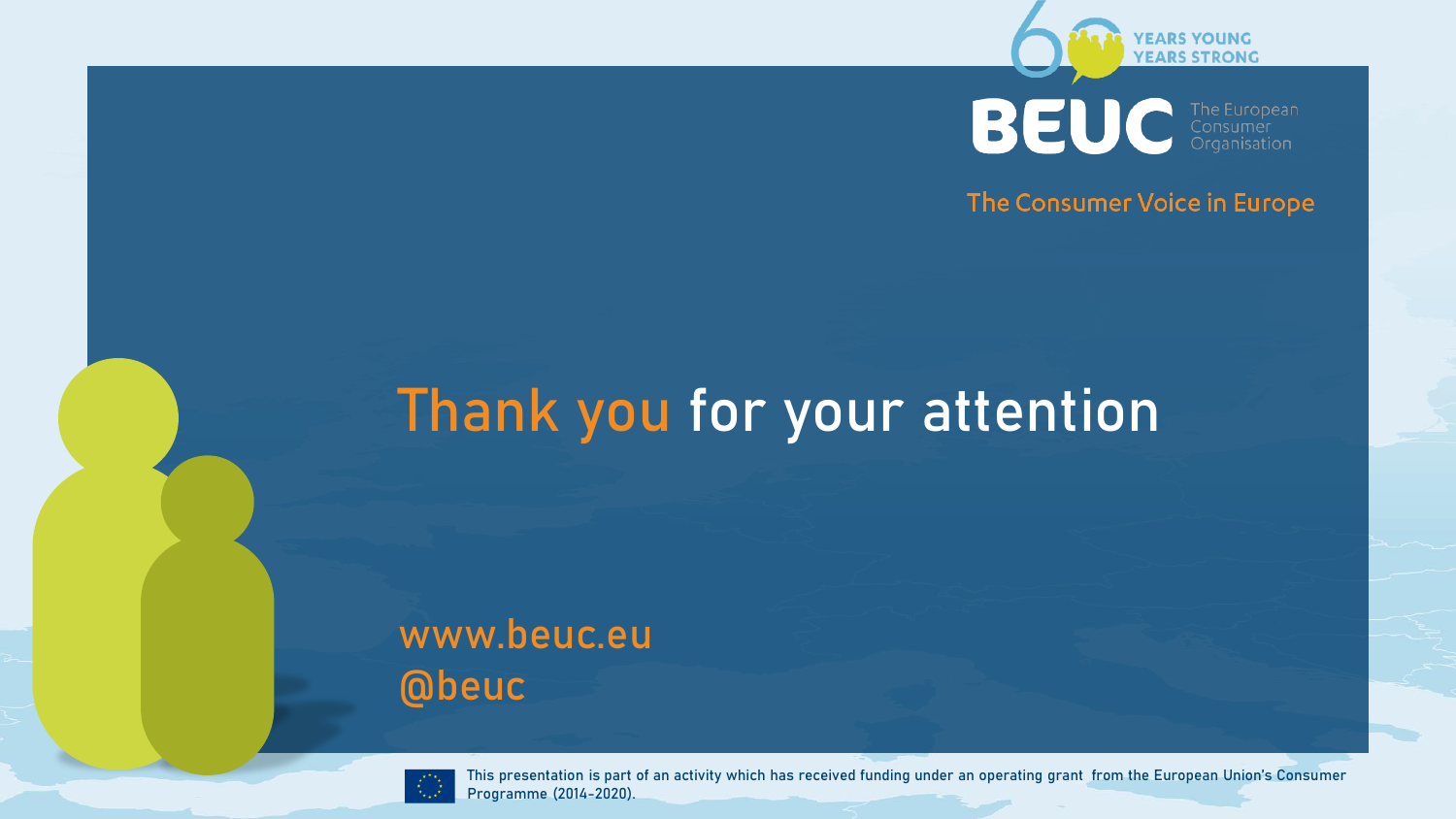YEARS YOUNG
YEARS STRONG

BEUC The European Consumer Organisation

The Consumer Voice in Europe

# Thank you for your attention

www.beuc.eu
@beuc

This presentation is part of an activity which has received funding under an operating grant from the European Union's Consumer Programme (2014-2020).